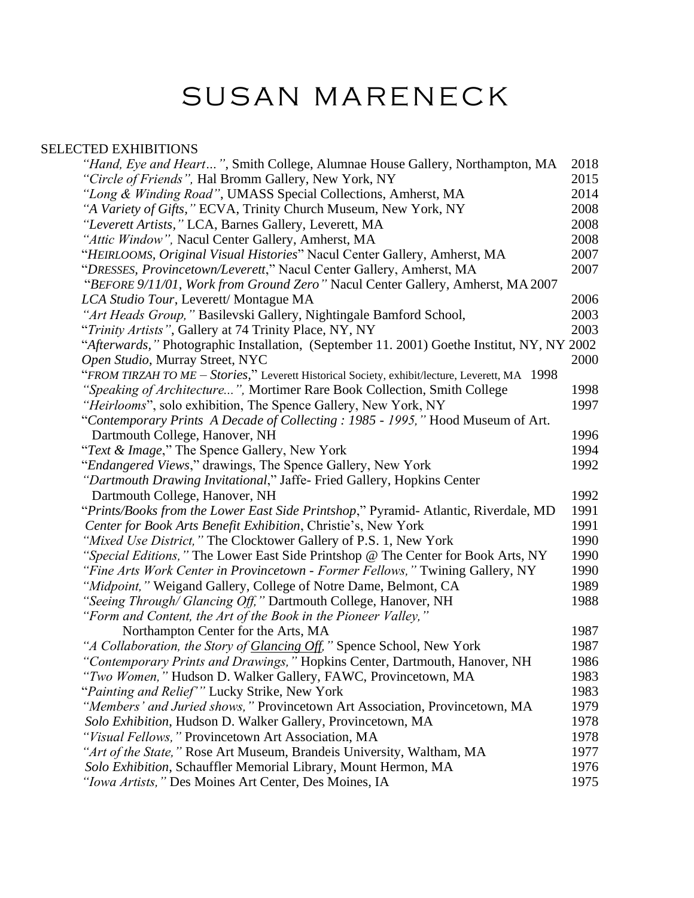# SUSAN MARENECK

SELECTED EXHIBITIONS

| | |
|---|---|
| *"Hand, Eye and Heart…"*, Smith College, Alumnae House Gallery, Northampton, MA | 2018 |
| *"Circle of Friends",* Hal Bromm Gallery, New York, NY | 2015 |
| *"Long & Winding Road"*, UMASS Special Collections, Amherst, MA | 2014 |
| *"A Variety of Gifts,"* ECVA, Trinity Church Museum, New York, NY | 2008 |
| *"Leverett Artists,"* LCA, Barnes Gallery, Leverett, MA | 2008 |
| *"Attic Window",* Nacul Center Gallery, Amherst, MA | 2008 |
| "*HEIRLOOMS, Original Visual Histories*" Nacul Center Gallery, Amherst, MA | 2007 |
| "*DRESSES, Provincetown/Leverett*," Nacul Center Gallery, Amherst, MA | 2007 |
| "*BEFORE 9/11/01, Work from Ground Zero"* Nacul Center Gallery, Amherst, MA | 2007 |
| *LCA Studio Tour*, Leverett/ Montague MA | 2006 |
| *"Art Heads Group,"* Basilevski Gallery, Nightingale Bamford School, | 2003 |
| "*Trinity Artists"*, Gallery at 74 Trinity Place, NY, NY | 2003 |
| "*Afterwards,"* Photographic Installation, (September 11. 2001) Goethe Institut, NY, NY | 2002 |
| *Open Studio*, Murray Street, NYC | 2000 |
| "*FROM TIRZAH TO ME – Stories*," Leverett Historical Society, exhibit/lecture, Leverett, MA | 1998 |
| *"Speaking of Architecture...",* Mortimer Rare Book Collection, Smith College | 1998 |
| *"Heirlooms*", solo exhibition, The Spence Gallery, New York, NY | 1997 |
| "*Contemporary Prints A Decade of Collecting : 1985 - 1995,"* Hood Museum of Art. Dartmouth College, Hanover, NH | 1996 |
| "*Text & Image*," The Spence Gallery, New York | 1994 |
| "*Endangered Views*," drawings, The Spence Gallery, New York | 1992 |
| *"Dartmouth Drawing Invitational*," Jaffe- Fried Gallery, Hopkins Center Dartmouth College, Hanover, NH | 1992 |
| "*Prints/Books from the Lower East Side Printshop*," Pyramid- Atlantic, Riverdale, MD | 1991 |
| *Center for Book Arts Benefit Exhibition*, Christie's, New York | 1991 |
| *"Mixed Use District,"* The Clocktower Gallery of P.S. 1, New York | 1990 |
| *"Special Editions,"* The Lower East Side Printshop @ The Center for Book Arts, NY | 1990 |
| *"Fine Arts Work Center in Provincetown - Former Fellows,"* Twining Gallery, NY | 1990 |
| *"Midpoint,"* Weigand Gallery, College of Notre Dame, Belmont, CA | 1989 |
| *"Seeing Through/ Glancing Off,"* Dartmouth College, Hanover, NH | 1988 |
| *"Form and Content, the Art of the Book in the Pioneer Valley,"* Northampton Center for the Arts, MA | 1987 |
| *"A Collaboration, the Story of Glancing Off,"* Spence School, New York | 1987 |
| *"Contemporary Prints and Drawings,"* Hopkins Center, Dartmouth, Hanover, NH | 1986 |
| *"Two Women,"* Hudson D. Walker Gallery, FAWC, Provincetown, MA | 1983 |
| "*Painting and Relief'"* Lucky Strike, New York | 1983 |
| *"Members' and Juried shows,"* Provincetown Art Association, Provincetown, MA | 1979 |
| *Solo Exhibition*, Hudson D. Walker Gallery, Provincetown, MA | 1978 |
| *"Visual Fellows,"* Provincetown Art Association, MA | 1978 |
| *"Art of the State,"* Rose Art Museum, Brandeis University, Waltham, MA | 1977 |
| *Solo Exhibition*, Schauffler Memorial Library, Mount Hermon, MA | 1976 |
| *"Iowa Artists,"* Des Moines Art Center, Des Moines, IA | 1975 |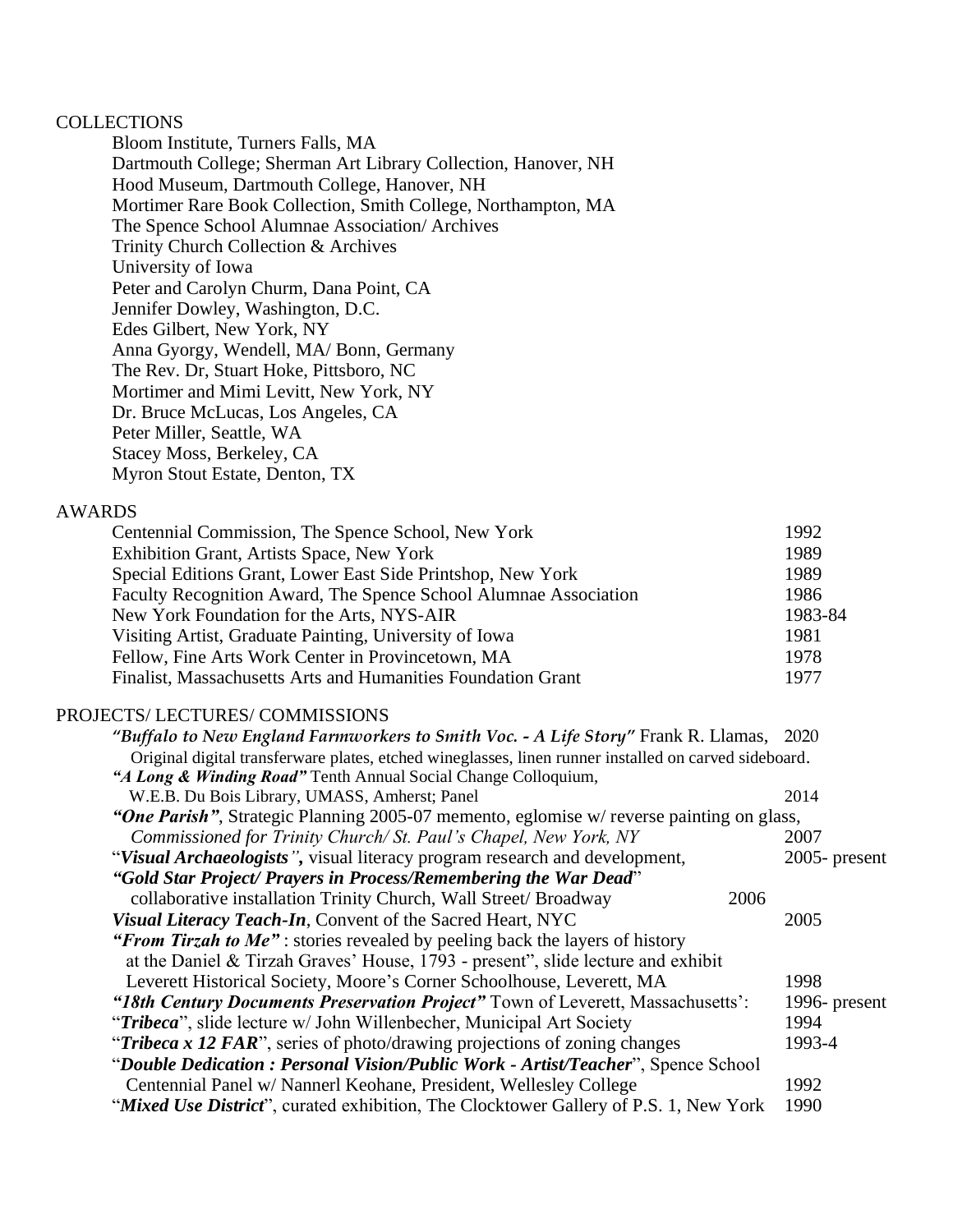## COLLECTIONS

Bloom Institute, Turners Falls, MA
Dartmouth College; Sherman Art Library Collection, Hanover, NH
Hood Museum, Dartmouth College, Hanover, NH
Mortimer Rare Book Collection, Smith College, Northampton, MA
The Spence School Alumnae Association/ Archives
Trinity Church Collection & Archives
University of Iowa
Peter and Carolyn Churm, Dana Point, CA
Jennifer Dowley, Washington, D.C.
Edes Gilbert, New York, NY
Anna Gyorgy, Wendell, MA/ Bonn, Germany
The Rev. Dr, Stuart Hoke, Pittsboro, NC
Mortimer and Mimi Levitt, New York, NY
Dr. Bruce McLucas, Los Angeles, CA
Peter Miller, Seattle, WA
Stacey Moss, Berkeley, CA
Myron Stout Estate, Denton, TX

## AWARDS

| | |
|---|---|
| Centennial Commission, The Spence School, New York | 1992 |
| Exhibition Grant, Artists Space, New York | 1989 |
| Special Editions Grant, Lower East Side Printshop, New York | 1989 |
| Faculty Recognition Award, The Spence School Alumnae Association | 1986 |
| New York Foundation for the Arts, NYS-AIR | 1983-84 |
| Visiting Artist, Graduate Painting, University of Iowa | 1981 |
| Fellow, Fine Arts Work Center in Provincetown, MA | 1978 |
| Finalist, Massachusetts Arts and Humanities Foundation Grant | 1977 |

## PROJECTS/ LECTURES/ COMMISSIONS

***"Buffalo to New England Farmworkers to Smith Voc. - A Life Story"*** Frank R. Llamas, 2020
Original digital transferware plates, etched wineglasses, linen runner installed on carved sideboard.

***"A Long & Winding Road"*** Tenth Annual Social Change Colloquium,
W.E.B. Du Bois Library, UMASS, Amherst; Panel — 2014

***"One Parish"***, Strategic Planning 2005-07 memento, eglomise w/ reverse painting on glass,
*Commissioned for Trinity Church/ St. Paul's Chapel, New York, NY* — 2007

"***Visual Archaeologists"***, visual literacy program research and development, — 2005- present

***"Gold Star Project/ Prayers in Process/Remembering the War Dead***"
collaborative installation Trinity Church, Wall Street/ Broadway — 2006

***Visual Literacy Teach-In***, Convent of the Sacred Heart, NYC — 2005

***"From Tirzah to Me"*** : stories revealed by peeling back the layers of history
at the Daniel & Tirzah Graves' House, 1793 - present", slide lecture and exhibit
Leverett Historical Society, Moore's Corner Schoolhouse, Leverett, MA — 1998

***"18th Century Documents Preservation Project"*** Town of Leverett, Massachusetts': — 1996- present

"***Tribeca***", slide lecture w/ John Willenbecher, Municipal Art Society — 1994

"***Tribeca x 12 FAR***", series of photo/drawing projections of zoning changes — 1993-4

"***Double Dedication : Personal Vision/Public Work - Artist/Teacher***", Spence School
Centennial Panel w/ Nannerl Keohane, President, Wellesley College — 1992

"***Mixed Use District***", curated exhibition, The Clocktower Gallery of P.S. 1, New York — 1990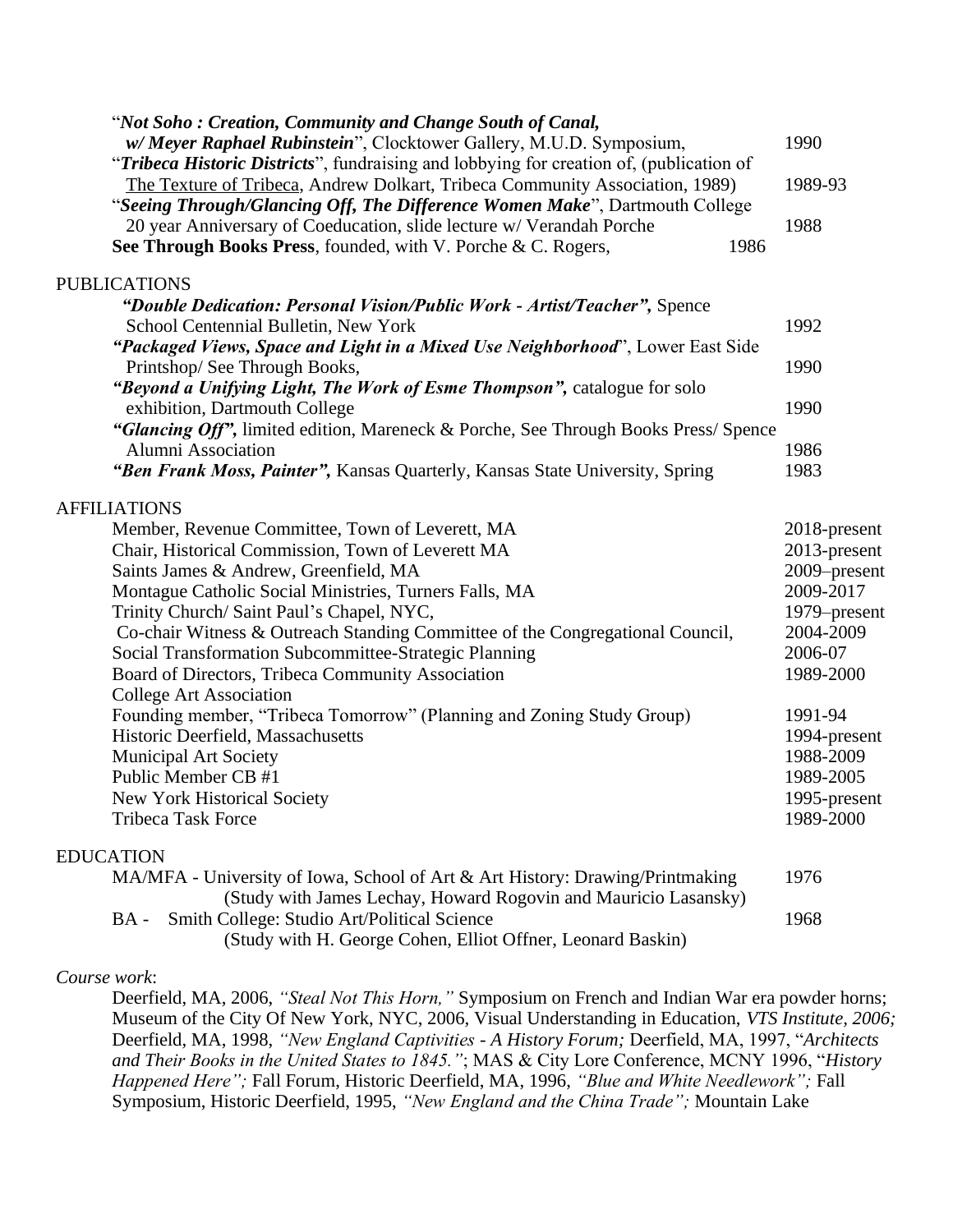"***Not Soho : Creation, Community and Change South of Canal,***
***w/ Meyer Raphael Rubinstein***", Clocktower Gallery, M.U.D. Symposium, 1990

"***Tribeca Historic Districts***", fundraising and lobbying for creation of, (publication of The Texture of Tribeca, Andrew Dolkart, Tribeca Community Association, 1989) 1989-93

"***Seeing Through/Glancing Off, The Difference Women Make***", Dartmouth College 20 year Anniversary of Coeducation, slide lecture w/ Verandah Porche 1988

**See Through Books Press**, founded, with V. Porche & C. Rogers, 1986

## PUBLICATIONS

***"Double Dedication: Personal Vision/Public Work - Artist/Teacher",*** Spence School Centennial Bulletin, New York 1992

***"Packaged Views, Space and Light in a Mixed Use Neighborhood***", Lower East Side Printshop/ See Through Books, 1990

***"Beyond a Unifying Light, The Work of Esme Thompson",*** catalogue for solo exhibition, Dartmouth College 1990

***"Glancing Off",*** limited edition, Mareneck & Porche, See Through Books Press/ Spence Alumni Association 1986

***"Ben Frank Moss, Painter",*** Kansas Quarterly, Kansas State University, Spring 1983

## AFFILIATIONS

| | |
|---|---|
| Member, Revenue Committee, Town of Leverett, MA | 2018-present |
| Chair, Historical Commission, Town of Leverett MA | 2013-present |
| Saints James & Andrew, Greenfield, MA | 2009–present |
| Montague Catholic Social Ministries, Turners Falls, MA | 2009-2017 |
| Trinity Church/ Saint Paul's Chapel, NYC, | 1979–present |
| Co-chair Witness & Outreach Standing Committee of the Congregational Council, | 2004-2009 |
| Social Transformation Subcommittee-Strategic Planning | 2006-07 |
| Board of Directors, Tribeca Community Association | 1989-2000 |
| College Art Association | |
| Founding member, "Tribeca Tomorrow" (Planning and Zoning Study Group) | 1991-94 |
| Historic Deerfield, Massachusetts | 1994-present |
| Municipal Art Society | 1988-2009 |
| Public Member CB #1 | 1989-2005 |
| New York Historical Society | 1995-present |
| Tribeca Task Force | 1989-2000 |

## EDUCATION

MA/MFA - University of Iowa, School of Art & Art History: Drawing/Printmaking 1976
(Study with James Lechay, Howard Rogovin and Mauricio Lasansky)

BA - Smith College: Studio Art/Political Science 1968
(Study with H. George Cohen, Elliot Offner, Leonard Baskin)

*Course work*:

Deerfield, MA, 2006, *"Steal Not This Horn,"* Symposium on French and Indian War era powder horns; Museum of the City Of New York, NYC, 2006, Visual Understanding in Education, *VTS Institute, 2006;* Deerfield, MA, 1998, *"New England Captivities - A History Forum;* Deerfield, MA, 1997, "*Architects and Their Books in the United States to 1845."*; MAS & City Lore Conference, MCNY 1996, "*History Happened Here";* Fall Forum, Historic Deerfield, MA, 1996, *"Blue and White Needlework";* Fall Symposium, Historic Deerfield, 1995, *"New England and the China Trade";* Mountain Lake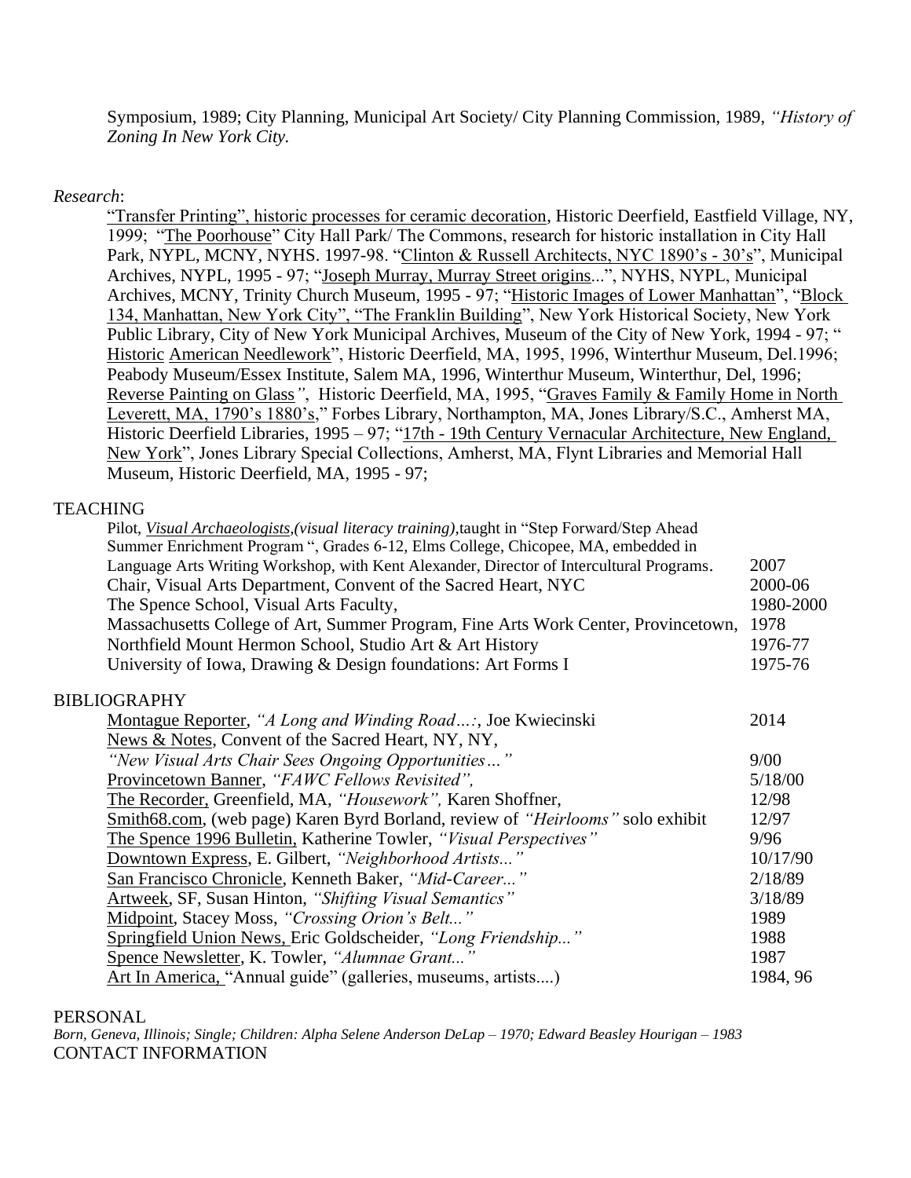Symposium, 1989; City Planning, Municipal Art Society/ City Planning Commission, 1989, *"History of Zoning In New York City.*

*Research*:

"Transfer Printing", historic processes for ceramic decoration, Historic Deerfield, Eastfield Village, NY, 1999; "The Poorhouse" City Hall Park/ The Commons, research for historic installation in City Hall Park, NYPL, MCNY, NYHS. 1997-98. "Clinton & Russell Architects, NYC 1890's - 30's", Municipal Archives, NYPL, 1995 - 97; "Joseph Murray, Murray Street origins...", NYHS, NYPL, Municipal Archives, MCNY, Trinity Church Museum, 1995 - 97; "Historic Images of Lower Manhattan", "Block 134, Manhattan, New York City", "The Franklin Building", New York Historical Society, New York Public Library, City of New York Municipal Archives, Museum of the City of New York, 1994 - 97; " Historic American Needlework", Historic Deerfield, MA, 1995, 1996, Winterthur Museum, Del.1996; Peabody Museum/Essex Institute, Salem MA, 1996, Winterthur Museum, Winterthur, Del, 1996; Reverse Painting on Glass*"*, Historic Deerfield, MA, 1995, "Graves Family & Family Home in North Leverett, MA, 1790's 1880's," Forbes Library, Northampton, MA, Jones Library/S.C., Amherst MA, Historic Deerfield Libraries, 1995 – 97; "17th - 19th Century Vernacular Architecture, New England, New York", Jones Library Special Collections, Amherst, MA, Flynt Libraries and Memorial Hall Museum, Historic Deerfield, MA, 1995 - 97;

## TEACHING

| | |
|---|---|
| Pilot, ***Visual Archaeologists***,*(visual literacy training)*,taught in "Step Forward/Step Ahead Summer Enrichment Program ", Grades 6-12, Elms College, Chicopee, MA, embedded in Language Arts Writing Workshop, with Kent Alexander, Director of Intercultural Programs. | 2007 |
| Chair, Visual Arts Department, Convent of the Sacred Heart, NYC | 2000-06 |
| The Spence School, Visual Arts Faculty, | 1980-2000 |
| Massachusetts College of Art, Summer Program, Fine Arts Work Center, Provincetown, | 1978 |
| Northfield Mount Hermon School, Studio Art & Art History | 1976-77 |
| University of Iowa, Drawing & Design foundations: Art Forms I | 1975-76 |

## BIBLIOGRAPHY

| | |
|---|---|
| Montague Reporter, *"A Long and Winding Road…:*, Joe Kwiecinski | 2014 |
| News & Notes, Convent of the Sacred Heart, NY, NY, *"New Visual Arts Chair Sees Ongoing Opportunities…"* | 9/00 |
| Provincetown Banner, *"FAWC Fellows Revisited",* | 5/18/00 |
| The Recorder, Greenfield, MA, *"Housework",* Karen Shoffner, | 12/98 |
| Smith68.com, (web page) Karen Byrd Borland, review of *"Heirlooms"* solo exhibit | 12/97 |
| The Spence 1996 Bulletin, Katherine Towler, *"Visual Perspectives"* | 9/96 |
| Downtown Express, E. Gilbert, *"Neighborhood Artists..."* | 10/17/90 |
| San Francisco Chronicle, Kenneth Baker, *"Mid-Career..."* | 2/18/89 |
| Artweek, SF, Susan Hinton, *"Shifting Visual Semantics"* | 3/18/89 |
| Midpoint, Stacey Moss, *"Crossing Orion's Belt..."* | 1989 |
| Springfield Union News, Eric Goldscheider, *"Long Friendship..."* | 1988 |
| Spence Newsletter, K. Towler, *"Alumnae Grant..."* | 1987 |
| Art In America, "Annual guide" (galleries, museums, artists....) | 1984, 96 |

## PERSONAL

*Born, Geneva, Illinois; Single; Children: Alpha Selene Anderson DeLap – 1970; Edward Beasley Hourigan – 1983*

## CONTACT INFORMATION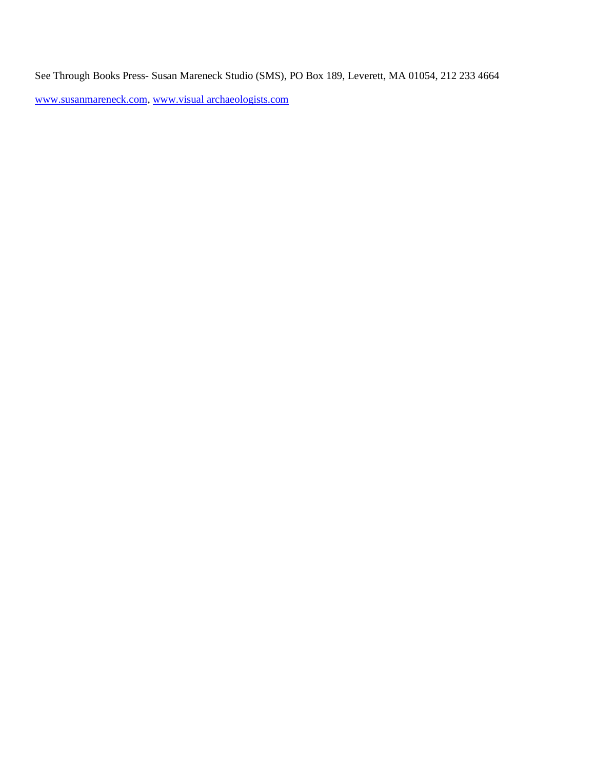See Through Books Press- Susan Mareneck Studio (SMS), PO Box 189, Leverett, MA 01054, 212 233 4664

www.susanmareneck.com, www.visual archaeologists.com